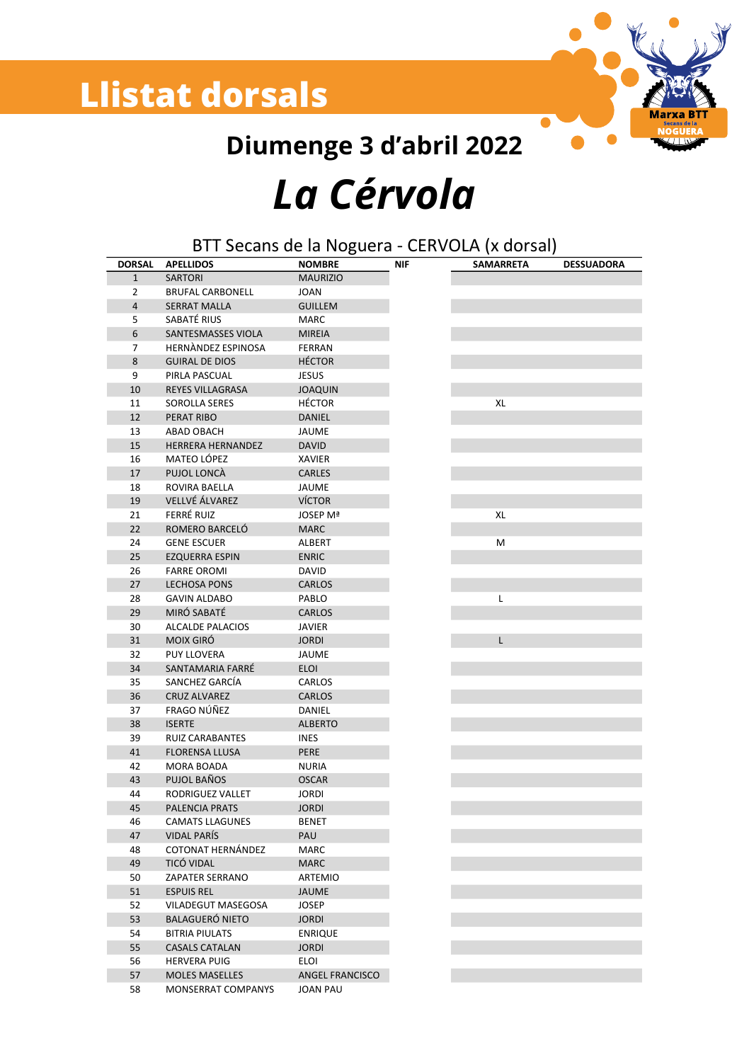# Llistat dorsals

## Diumenge 3 d'abril 2022

# *La Cérvola*

BTT Secans de la Noguera - CERVOLA (x dorsal)

| DORSAL | APELLIDOS | NOMBRE | NIF | SAMARRETA | DESSUADORA |
|---|---|---|---|---|---|
| 1 | SARTORI | MAURIZIO | | | |
| 2 | BRUFAL CARBONELL | JOAN | | | |
| 4 | SERRAT MALLA | GUILLEM | | | |
| 5 | SABATÉ RIUS | MARC | | | |
| 6 | SANTESMASSES VIOLA | MIREIA | | | |
| 7 | HERNÀNDEZ ESPINOSA | FERRAN | | | |
| 8 | GUIRAL DE DIOS | HÉCTOR | | | |
| 9 | PIRLA PASCUAL | JESUS | | | |
| 10 | REYES VILLAGRASA | JOAQUIN | | | |
| 11 | SOROLLA SERES | HÉCTOR | | XL | |
| 12 | PERAT RIBO | DANIEL | | | |
| 13 | ABAD OBACH | JAUME | | | |
| 15 | HERRERA HERNANDEZ | DAVID | | | |
| 16 | MATEO LÓPEZ | XAVIER | | | |
| 17 | PUJOL LONCÀ | CARLES | | | |
| 18 | ROVIRA BAELLA | JAUME | | | |
| 19 | VELLVÉ ÁLVAREZ | VÍCTOR | | | |
| 21 | FERRÉ RUIZ | JOSEP Mª | | XL | |
| 22 | ROMERO BARCELÓ | MARC | | | |
| 24 | GENE ESCUER | ALBERT | | M | |
| 25 | EZQUERRA ESPIN | ENRIC | | | |
| 26 | FARRE OROMI | DAVID | | | |
| 27 | LECHOSA PONS | CARLOS | | | |
| 28 | GAVIN ALDABO | PABLO | | L | |
| 29 | MIRÓ SABATÉ | CARLOS | | | |
| 30 | ALCALDE PALACIOS | JAVIER | | | |
| 31 | MOIX GIRÓ | JORDI | | L | |
| 32 | PUY LLOVERA | JAUME | | | |
| 34 | SANTAMARIA FARRÉ | ELOI | | | |
| 35 | SANCHEZ GARCÍA | CARLOS | | | |
| 36 | CRUZ ALVAREZ | CARLOS | | | |
| 37 | FRAGO NÚÑEZ | DANIEL | | | |
| 38 | ISERTE | ALBERTO | | | |
| 39 | RUIZ CARABANTES | INES | | | |
| 41 | FLORENSA LLUSA | PERE | | | |
| 42 | MORA BOADA | NURIA | | | |
| 43 | PUJOL BAÑOS | OSCAR | | | |
| 44 | RODRIGUEZ VALLET | JORDI | | | |
| 45 | PALENCIA PRATS | JORDI | | | |
| 46 | CAMATS LLAGUNES | BENET | | | |
| 47 | VIDAL PARÍS | PAU | | | |
| 48 | COTONAT HERNÁNDEZ | MARC | | | |
| 49 | TICÓ VIDAL | MARC | | | |
| 50 | ZAPATER SERRANO | ARTEMIO | | | |
| 51 | ESPUIS REL | JAUME | | | |
| 52 | VILADEGUT MASEGOSA | JOSEP | | | |
| 53 | BALAGUERÓ NIETO | JORDI | | | |
| 54 | BITRIA PIULATS | ENRIQUE | | | |
| 55 | CASALS CATALAN | JORDI | | | |
| 56 | HERVERA PUIG | ELOI | | | |
| 57 | MOLES MASELLES | ANGEL FRANCISCO | | | |
| 58 | MONSERRAT COMPANYS | JOAN PAU | | | |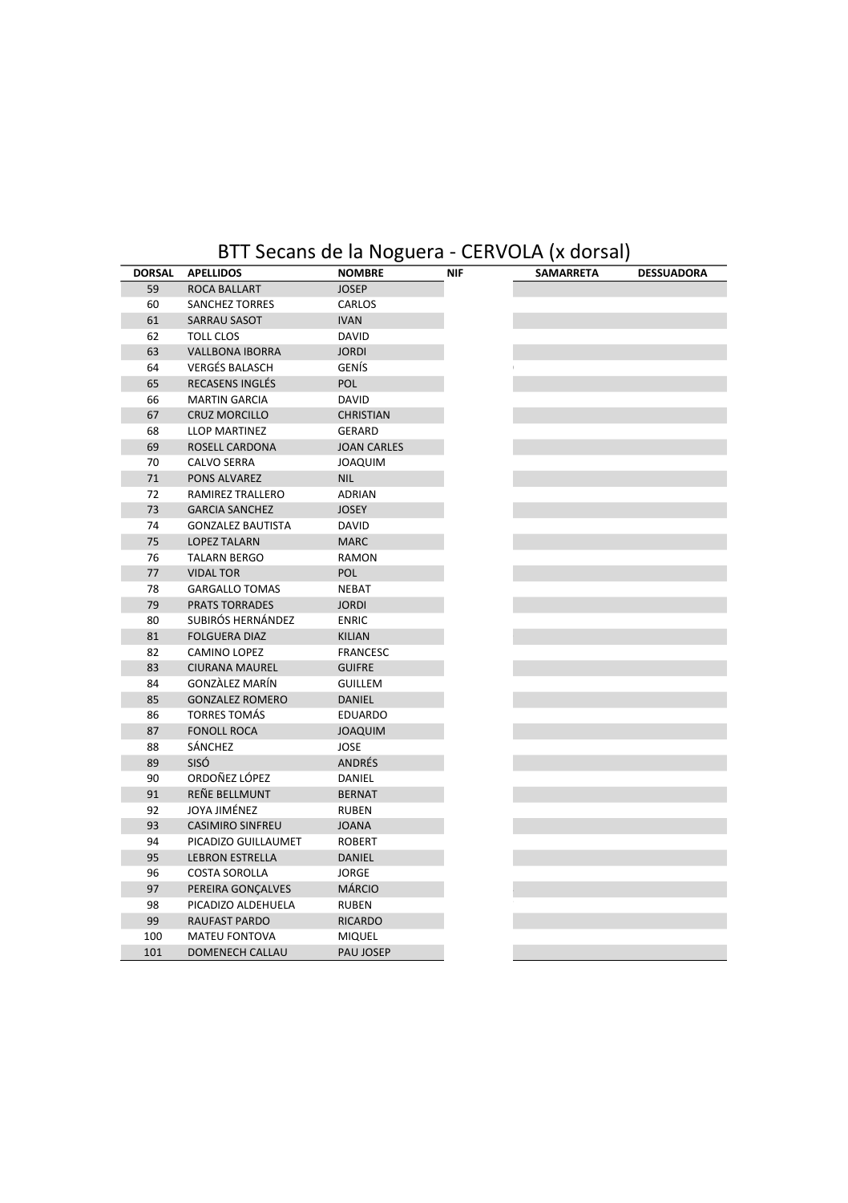# BTT Secans de la Noguera - CERVOLA (x dorsal)

| DORSAL | APELLIDOS | NOMBRE | NIF | SAMARRETA | DESSUADORA |
|---|---|---|---|---|---|
| 59 | ROCA BALLART | JOSEP | | | |
| 60 | SANCHEZ TORRES | CARLOS | | | |
| 61 | SARRAU SASOT | IVAN | | | |
| 62 | TOLL CLOS | DAVID | | | |
| 63 | VALLBONA IBORRA | JORDI | | | |
| 64 | VERGÉS BALASCH | GENÍS | | | |
| 65 | RECASENS INGLÉS | POL | | | |
| 66 | MARTIN GARCIA | DAVID | | | |
| 67 | CRUZ MORCILLO | CHRISTIAN | | | |
| 68 | LLOP MARTINEZ | GERARD | | | |
| 69 | ROSELL CARDONA | JOAN CARLES | | | |
| 70 | CALVO SERRA | JOAQUIM | | | |
| 71 | PONS ALVAREZ | NIL | | | |
| 72 | RAMIREZ TRALLERO | ADRIAN | | | |
| 73 | GARCIA SANCHEZ | JOSEY | | | |
| 74 | GONZALEZ BAUTISTA | DAVID | | | |
| 75 | LOPEZ TALARN | MARC | | | |
| 76 | TALARN BERGO | RAMON | | | |
| 77 | VIDAL TOR | POL | | | |
| 78 | GARGALLO TOMAS | NEBAT | | | |
| 79 | PRATS TORRADES | JORDI | | | |
| 80 | SUBIRÓS HERNÁNDEZ | ENRIC | | | |
| 81 | FOLGUERA DIAZ | KILIAN | | | |
| 82 | CAMINO LOPEZ | FRANCESC | | | |
| 83 | CIURANA MAUREL | GUIFRE | | | |
| 84 | GONZÀLEZ MARÍN | GUILLEM | | | |
| 85 | GONZALEZ ROMERO | DANIEL | | | |
| 86 | TORRES TOMÁS | EDUARDO | | | |
| 87 | FONOLL ROCA | JOAQUIM | | | |
| 88 | SÁNCHEZ | JOSE | | | |
| 89 | SISÓ | ANDRÉS | | | |
| 90 | ORDOÑEZ LÓPEZ | DANIEL | | | |
| 91 | REÑE BELLMUNT | BERNAT | | | |
| 92 | JOYA JIMÉNEZ | RUBEN | | | |
| 93 | CASIMIRO SINFREU | JOANA | | | |
| 94 | PICADIZO GUILLAUMET | ROBERT | | | |
| 95 | LEBRON ESTRELLA | DANIEL | | | |
| 96 | COSTA SOROLLA | JORGE | | | |
| 97 | PEREIRA GONÇALVES | MÁRCIO | | | |
| 98 | PICADIZO ALDEHUELA | RUBEN | | | |
| 99 | RAUFAST PARDO | RICARDO | | | |
| 100 | MATEU FONTOVA | MIQUEL | | | |
| 101 | DOMENECH CALLAU | PAU JOSEP | | | |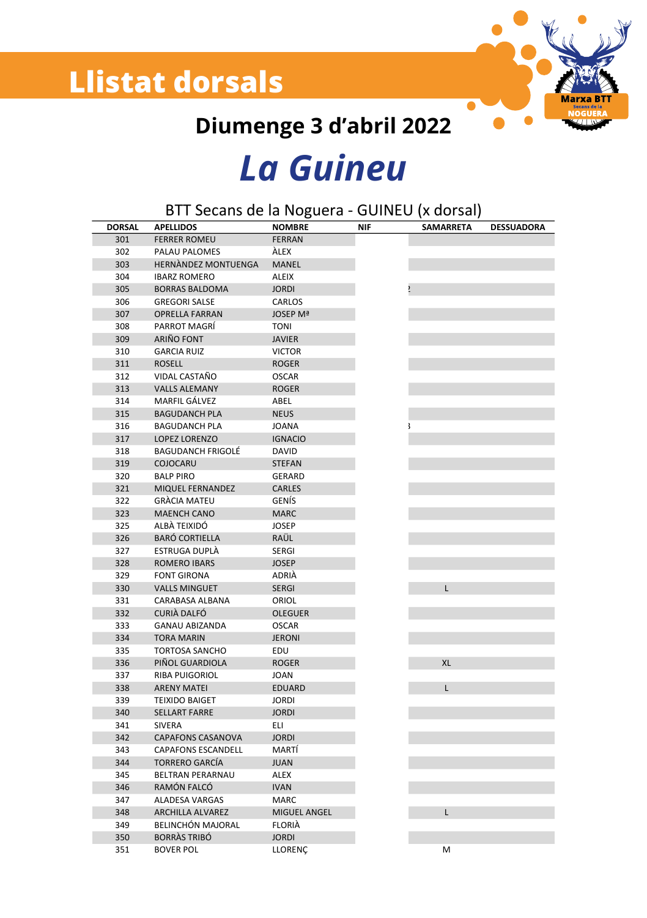# Llistat dorsals

## Diumenge 3 d'abril 2022

# *La Guineu*

BTT Secans de la Noguera - GUINEU (x dorsal)

| DORSAL | APELLIDOS | NOMBRE | NIF | SAMARRETA | DESSUADORA |
|---|---|---|---|---|---|
| 301 | FERRER ROMEU | FERRAN | | | |
| 302 | PALAU PALOMES | ÀLEX | | | |
| 303 | HERNÀNDEZ MONTUENGA | MANEL | | | |
| 304 | IBARZ ROMERO | ALEIX | | | |
| 305 | BORRAS BALDOMA | JORDI | | | |
| 306 | GREGORI SALSE | CARLOS | | | |
| 307 | OPRELLA FARRAN | JOSEP Mª | | | |
| 308 | PARROT MAGRÍ | TONI | | | |
| 309 | ARIÑO FONT | JAVIER | | | |
| 310 | GARCIA RUIZ | VICTOR | | | |
| 311 | ROSELL | ROGER | | | |
| 312 | VIDAL CASTAÑO | OSCAR | | | |
| 313 | VALLS ALEMANY | ROGER | | | |
| 314 | MARFIL GÁLVEZ | ABEL | | | |
| 315 | BAGUDANCH PLA | NEUS | | | |
| 316 | BAGUDANCH PLA | JOANA | | | |
| 317 | LOPEZ LORENZO | IGNACIO | | | |
| 318 | BAGUDANCH FRIGOLÉ | DAVID | | | |
| 319 | COJOCARU | STEFAN | | | |
| 320 | BALP PIRO | GERARD | | | |
| 321 | MIQUEL FERNANDEZ | CARLES | | | |
| 322 | GRÀCIA MATEU | GENÍS | | | |
| 323 | MAENCH CANO | MARC | | | |
| 325 | ALBÀ TEIXIDÓ | JOSEP | | | |
| 326 | BARÓ CORTIELLA | RAÜL | | | |
| 327 | ESTRUGA DUPLÀ | SERGI | | | |
| 328 | ROMERO IBARS | JOSEP | | | |
| 329 | FONT GIRONA | ADRIÀ | | | |
| 330 | VALLS MINGUET | SERGI | | L | |
| 331 | CARABASA ALBANA | ORIOL | | | |
| 332 | CURIÀ DALFÓ | OLEGUER | | | |
| 333 | GANAU ABIZANDA | OSCAR | | | |
| 334 | TORA MARIN | JERONI | | | |
| 335 | TORTOSA SANCHO | EDU | | | |
| 336 | PIÑOL GUARDIOLA | ROGER | | XL | |
| 337 | RIBA PUIGORIOL | JOAN | | | |
| 338 | ARENY MATEI | EDUARD | | L | |
| 339 | TEIXIDO BAIGET | JORDI | | | |
| 340 | SELLART FARRE | JORDI | | | |
| 341 | SIVERA | ELI | | | |
| 342 | CAPAFONS CASANOVA | JORDI | | | |
| 343 | CAPAFONS ESCANDELL | MARTÍ | | | |
| 344 | TORRERO GARCÍA | JUAN | | | |
| 345 | BELTRAN PERARNAU | ALEX | | | |
| 346 | RAMÓN FALCÓ | IVAN | | | |
| 347 | ALADESA VARGAS | MARC | | | |
| 348 | ARCHILLA ALVAREZ | MIGUEL ANGEL | | L | |
| 349 | BELINCHÓN MAJORAL | FLORIÀ | | | |
| 350 | BORRÀS TRIBÓ | JORDI | | | |
| 351 | BOVER POL | LLORENÇ | | M | |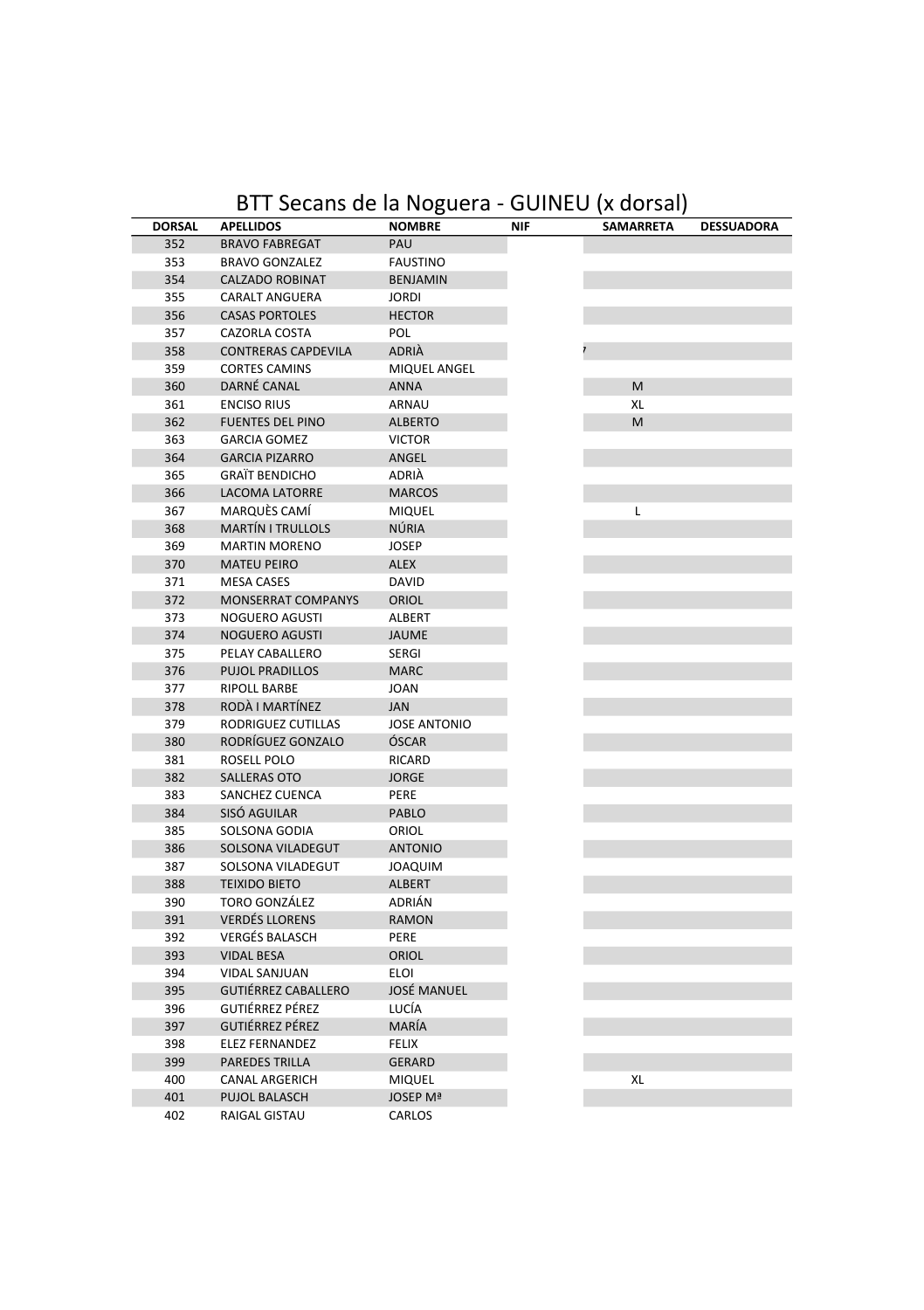# BTT Secans de la Noguera - GUINEU (x dorsal)

| DORSAL | APELLIDOS | NOMBRE | NIF | SAMARRETA | DESSUADORA |
|---|---|---|---|---|---|
| 352 | BRAVO FABREGAT | PAU | | | |
| 353 | BRAVO GONZALEZ | FAUSTINO | | | |
| 354 | CALZADO ROBINAT | BENJAMIN | | | |
| 355 | CARALT ANGUERA | JORDI | | | |
| 356 | CASAS PORTOLES | HECTOR | | | |
| 357 | CAZORLA COSTA | POL | | | |
| 358 | CONTRERAS CAPDEVILA | ADRIÀ | | | |
| 359 | CORTES CAMINS | MIQUEL ANGEL | | | |
| 360 | DARNÉ CANAL | ANNA | | M | |
| 361 | ENCISO RIUS | ARNAU | | XL | |
| 362 | FUENTES DEL PINO | ALBERTO | | M | |
| 363 | GARCIA GOMEZ | VICTOR | | | |
| 364 | GARCIA PIZARRO | ANGEL | | | |
| 365 | GRAÏT BENDICHO | ADRIÀ | | | |
| 366 | LACOMA LATORRE | MARCOS | | | |
| 367 | MARQUÈS CAMÍ | MIQUEL | | L | |
| 368 | MARTÍN I TRULLOLS | NÚRIA | | | |
| 369 | MARTIN MORENO | JOSEP | | | |
| 370 | MATEU PEIRO | ALEX | | | |
| 371 | MESA CASES | DAVID | | | |
| 372 | MONSERRAT COMPANYS | ORIOL | | | |
| 373 | NOGUERO AGUSTI | ALBERT | | | |
| 374 | NOGUERO AGUSTI | JAUME | | | |
| 375 | PELAY CABALLERO | SERGI | | | |
| 376 | PUJOL PRADILLOS | MARC | | | |
| 377 | RIPOLL BARBE | JOAN | | | |
| 378 | RODÀ I MARTÍNEZ | JAN | | | |
| 379 | RODRIGUEZ CUTILLAS | JOSE ANTONIO | | | |
| 380 | RODRÍGUEZ GONZALO | ÓSCAR | | | |
| 381 | ROSELL POLO | RICARD | | | |
| 382 | SALLERAS OTO | JORGE | | | |
| 383 | SANCHEZ CUENCA | PERE | | | |
| 384 | SISÓ AGUILAR | PABLO | | | |
| 385 | SOLSONA GODIA | ORIOL | | | |
| 386 | SOLSONA VILADEGUT | ANTONIO | | | |
| 387 | SOLSONA VILADEGUT | JOAQUIM | | | |
| 388 | TEIXIDO BIETO | ALBERT | | | |
| 390 | TORO GONZÁLEZ | ADRIÁN | | | |
| 391 | VERDÉS LLORENS | RAMON | | | |
| 392 | VERGÉS BALASCH | PERE | | | |
| 393 | VIDAL BESA | ORIOL | | | |
| 394 | VIDAL SANJUAN | ELOI | | | |
| 395 | GUTIÉRREZ CABALLERO | JOSÉ MANUEL | | | |
| 396 | GUTIÉRREZ PÉREZ | LUCÍA | | | |
| 397 | GUTIÉRREZ PÉREZ | MARÍA | | | |
| 398 | ELEZ FERNANDEZ | FELIX | | | |
| 399 | PAREDES TRILLA | GERARD | | | |
| 400 | CANAL ARGERICH | MIQUEL | | XL | |
| 401 | PUJOL BALASCH | JOSEP Mª | | | |
| 402 | RAIGAL GISTAU | CARLOS | | | |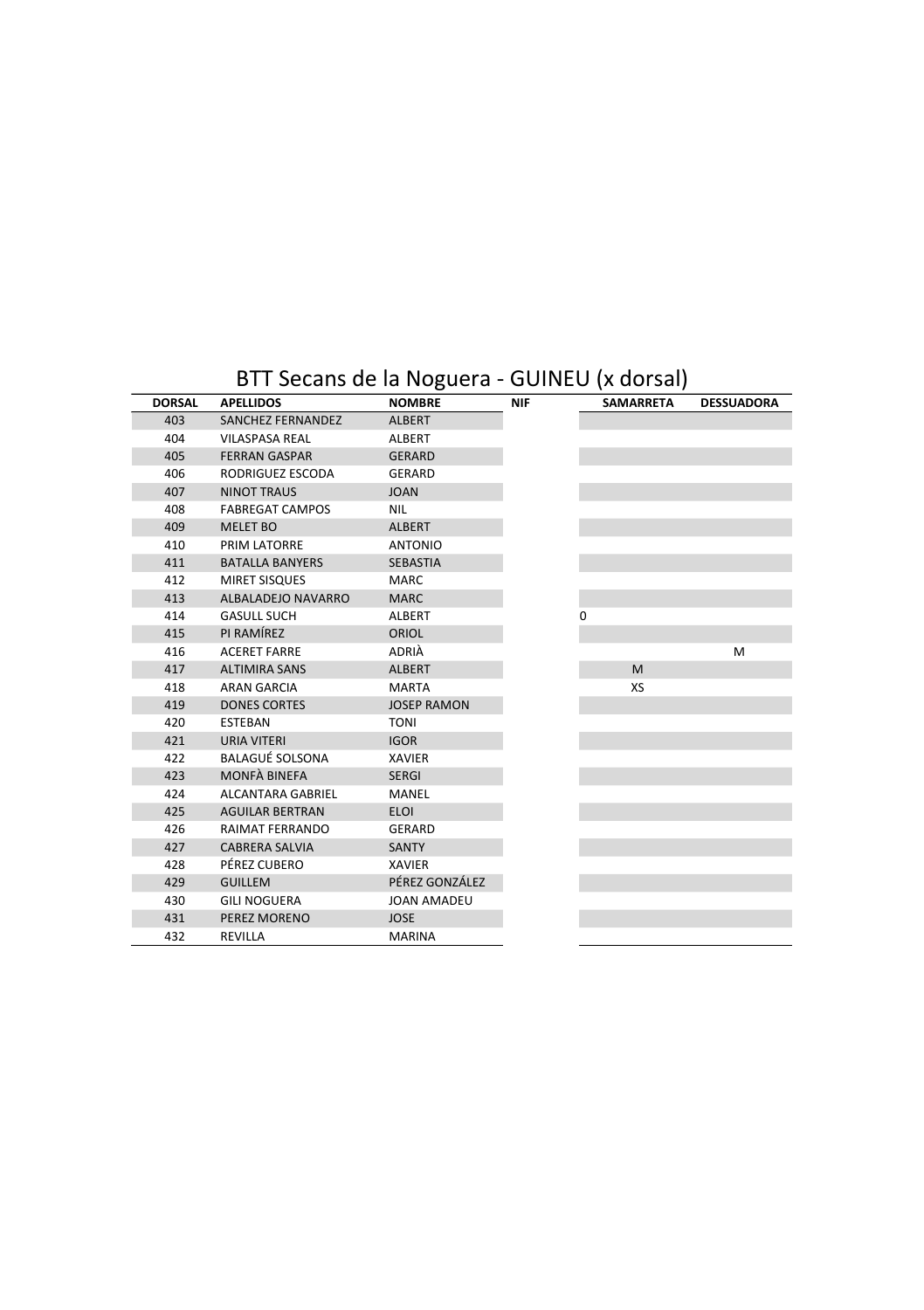# BTT Secans de la Noguera - GUINEU (x dorsal)

| DORSAL | APELLIDOS | NOMBRE | NIF | SAMARRETA | DESSUADORA |
|---|---|---|---|---|---|
| 403 | SANCHEZ FERNANDEZ | ALBERT | | | |
| 404 | VILASPASA REAL | ALBERT | | | |
| 405 | FERRAN GASPAR | GERARD | | | |
| 406 | RODRIGUEZ ESCODA | GERARD | | | |
| 407 | NINOT TRAUS | JOAN | | | |
| 408 | FABREGAT CAMPOS | NIL | | | |
| 409 | MELET BO | ALBERT | | | |
| 410 | PRIM LATORRE | ANTONIO | | | |
| 411 | BATALLA BANYERS | SEBASTIA | | | |
| 412 | MIRET SISQUES | MARC | | | |
| 413 | ALBALADEJO NAVARRO | MARC | | | |
| 414 | GASULL SUCH | ALBERT | 0 | | |
| 415 | PI RAMÍREZ | ORIOL | | | |
| 416 | ACERET FARRE | ADRIÀ | | | M |
| 417 | ALTIMIRA SANS | ALBERT | | M | |
| 418 | ARAN GARCIA | MARTA | | XS | |
| 419 | DONES CORTES | JOSEP RAMON | | | |
| 420 | ESTEBAN | TONI | | | |
| 421 | URIA VITERI | IGOR | | | |
| 422 | BALAGUÉ SOLSONA | XAVIER | | | |
| 423 | MONFÀ BINEFA | SERGI | | | |
| 424 | ALCANTARA GABRIEL | MANEL | | | |
| 425 | AGUILAR BERTRAN | ELOI | | | |
| 426 | RAIMAT FERRANDO | GERARD | | | |
| 427 | CABRERA SALVIA | SANTY | | | |
| 428 | PÉREZ CUBERO | XAVIER | | | |
| 429 | GUILLEM | PÉREZ GONZÁLEZ | | | |
| 430 | GILI NOGUERA | JOAN AMADEU | | | |
| 431 | PEREZ MORENO | JOSE | | | |
| 432 | REVILLA | MARINA | | | |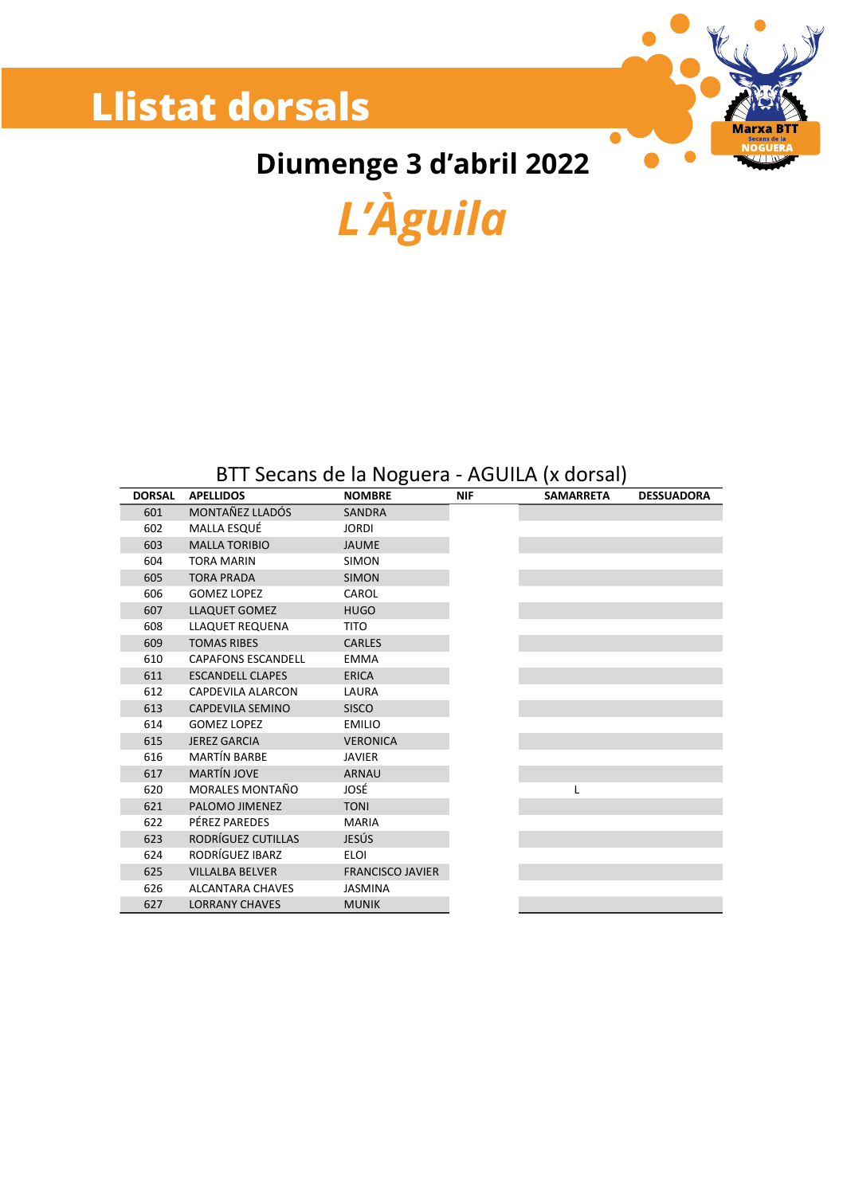# Llistat dorsals

## Diumenge 3 d'abril 2022

## *L'Àguila*

BTT Secans de la Noguera - AGUILA (x dorsal)

| DORSAL | APELLIDOS | NOMBRE | NIF | SAMARRETA | DESSUADORA |
|---|---|---|---|---|---|
| 601 | MONTAÑEZ LLADÓS | SANDRA | | | |
| 602 | MALLA ESQUÉ | JORDI | | | |
| 603 | MALLA TORIBIO | JAUME | | | |
| 604 | TORA MARIN | SIMON | | | |
| 605 | TORA PRADA | SIMON | | | |
| 606 | GOMEZ LOPEZ | CAROL | | | |
| 607 | LLAQUET GOMEZ | HUGO | | | |
| 608 | LLAQUET REQUENA | TITO | | | |
| 609 | TOMAS RIBES | CARLES | | | |
| 610 | CAPAFONS ESCANDELL | EMMA | | | |
| 611 | ESCANDELL CLAPES | ERICA | | | |
| 612 | CAPDEVILA ALARCON | LAURA | | | |
| 613 | CAPDEVILA SEMINO | SISCO | | | |
| 614 | GOMEZ LOPEZ | EMILIO | | | |
| 615 | JEREZ GARCIA | VERONICA | | | |
| 616 | MARTÍN BARBE | JAVIER | | | |
| 617 | MARTÍN JOVE | ARNAU | | | |
| 620 | MORALES MONTAÑO | JOSÉ | | L | |
| 621 | PALOMO JIMENEZ | TONI | | | |
| 622 | PÉREZ PAREDES | MARIA | | | |
| 623 | RODRÍGUEZ CUTILLAS | JESÚS | | | |
| 624 | RODRÍGUEZ IBARZ | ELOI | | | |
| 625 | VILLALBA BELVER | FRANCISCO JAVIER | | | |
| 626 | ALCANTARA CHAVES | JASMINA | | | |
| 627 | LORRANY CHAVES | MUNIK | | | |